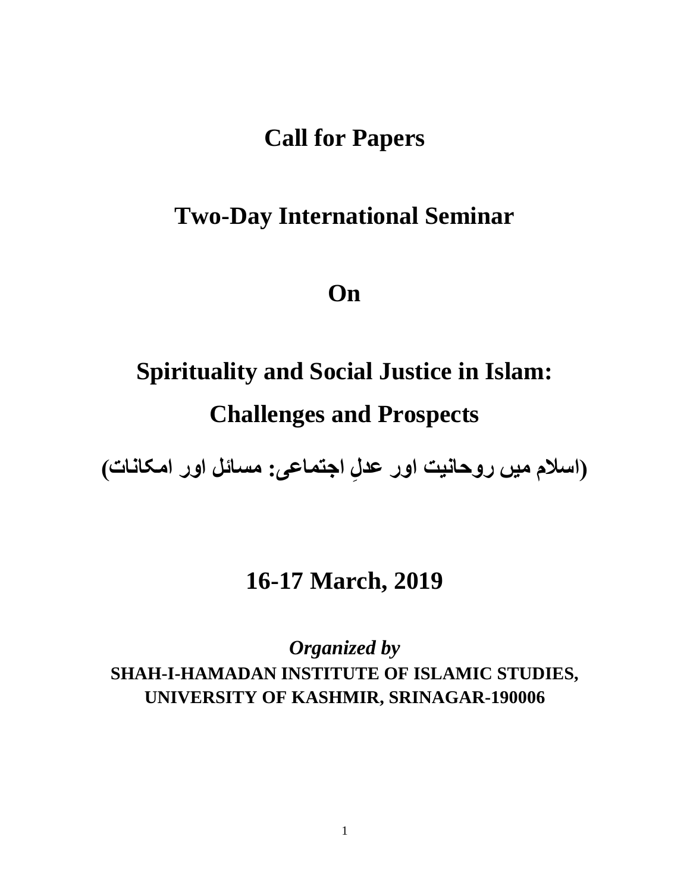# Call for Papers

## Two-Day International Seminar

## On

# Spirituality and Social Justice in Islam: Challenges and Prospects

**(اسلام میں روحانیت اور عدلِ اجتماعی: مسائل اور امکانات)**

## 16-17 March, 2019

***Organized by***

**SHAH-I-HAMADAN INSTITUTE OF ISLAMIC STUDIES, UNIVERSITY OF KASHMIR, SRINAGAR-190006**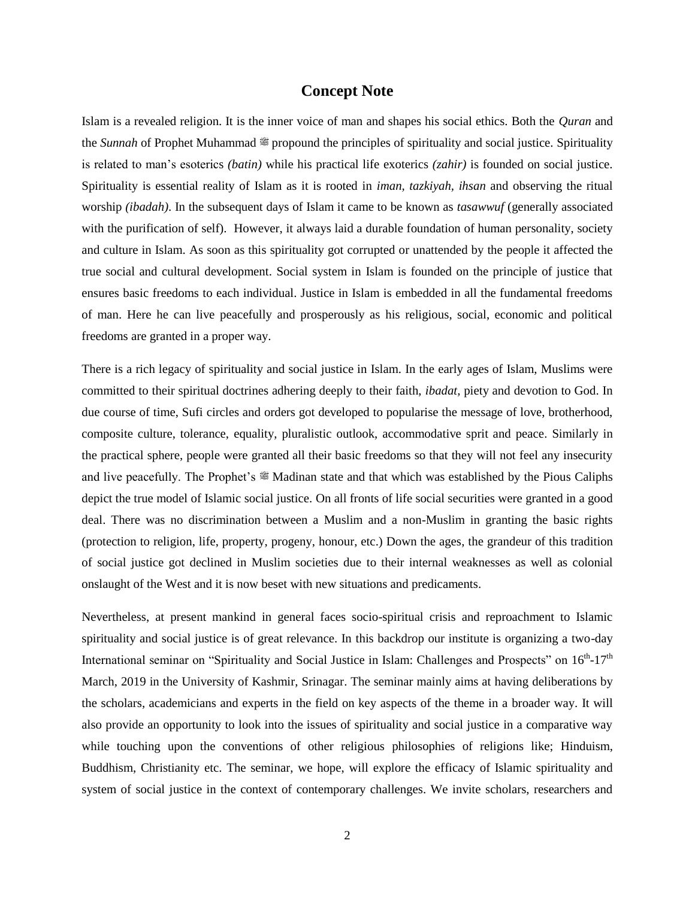## Concept Note

Islam is a revealed religion. It is the inner voice of man and shapes his social ethics. Both the *Quran* and the *Sunnah* of Prophet Muhammad ﷺ propound the principles of spirituality and social justice. Spirituality is related to man's esoterics *(batin)* while his practical life exoterics *(zahir)* is founded on social justice. Spirituality is essential reality of Islam as it is rooted in *iman, tazkiyah, ihsan* and observing the ritual worship *(ibadah)*. In the subsequent days of Islam it came to be known as *tasawwuf* (generally associated with the purification of self). However, it always laid a durable foundation of human personality, society and culture in Islam. As soon as this spirituality got corrupted or unattended by the people it affected the true social and cultural development. Social system in Islam is founded on the principle of justice that ensures basic freedoms to each individual. Justice in Islam is embedded in all the fundamental freedoms of man. Here he can live peacefully and prosperously as his religious, social, economic and political freedoms are granted in a proper way.

There is a rich legacy of spirituality and social justice in Islam. In the early ages of Islam, Muslims were committed to their spiritual doctrines adhering deeply to their faith, *ibadat,* piety and devotion to God. In due course of time, Sufi circles and orders got developed to popularise the message of love, brotherhood, composite culture, tolerance, equality, pluralistic outlook, accommodative sprit and peace. Similarly in the practical sphere, people were granted all their basic freedoms so that they will not feel any insecurity and live peacefully. The Prophet's ﷺ Madinan state and that which was established by the Pious Caliphs depict the true model of Islamic social justice. On all fronts of life social securities were granted in a good deal. There was no discrimination between a Muslim and a non-Muslim in granting the basic rights (protection to religion, life, property, progeny, honour, etc.) Down the ages, the grandeur of this tradition of social justice got declined in Muslim societies due to their internal weaknesses as well as colonial onslaught of the West and it is now beset with new situations and predicaments.

Nevertheless, at present mankind in general faces socio-spiritual crisis and reproachment to Islamic spirituality and social justice is of great relevance. In this backdrop our institute is organizing a two-day International seminar on "Spirituality and Social Justice in Islam: Challenges and Prospects" on 16th-17th March, 2019 in the University of Kashmir, Srinagar. The seminar mainly aims at having deliberations by the scholars, academicians and experts in the field on key aspects of the theme in a broader way. It will also provide an opportunity to look into the issues of spirituality and social justice in a comparative way while touching upon the conventions of other religious philosophies of religions like; Hinduism, Buddhism, Christianity etc. The seminar, we hope, will explore the efficacy of Islamic spirituality and system of social justice in the context of contemporary challenges. We invite scholars, researchers and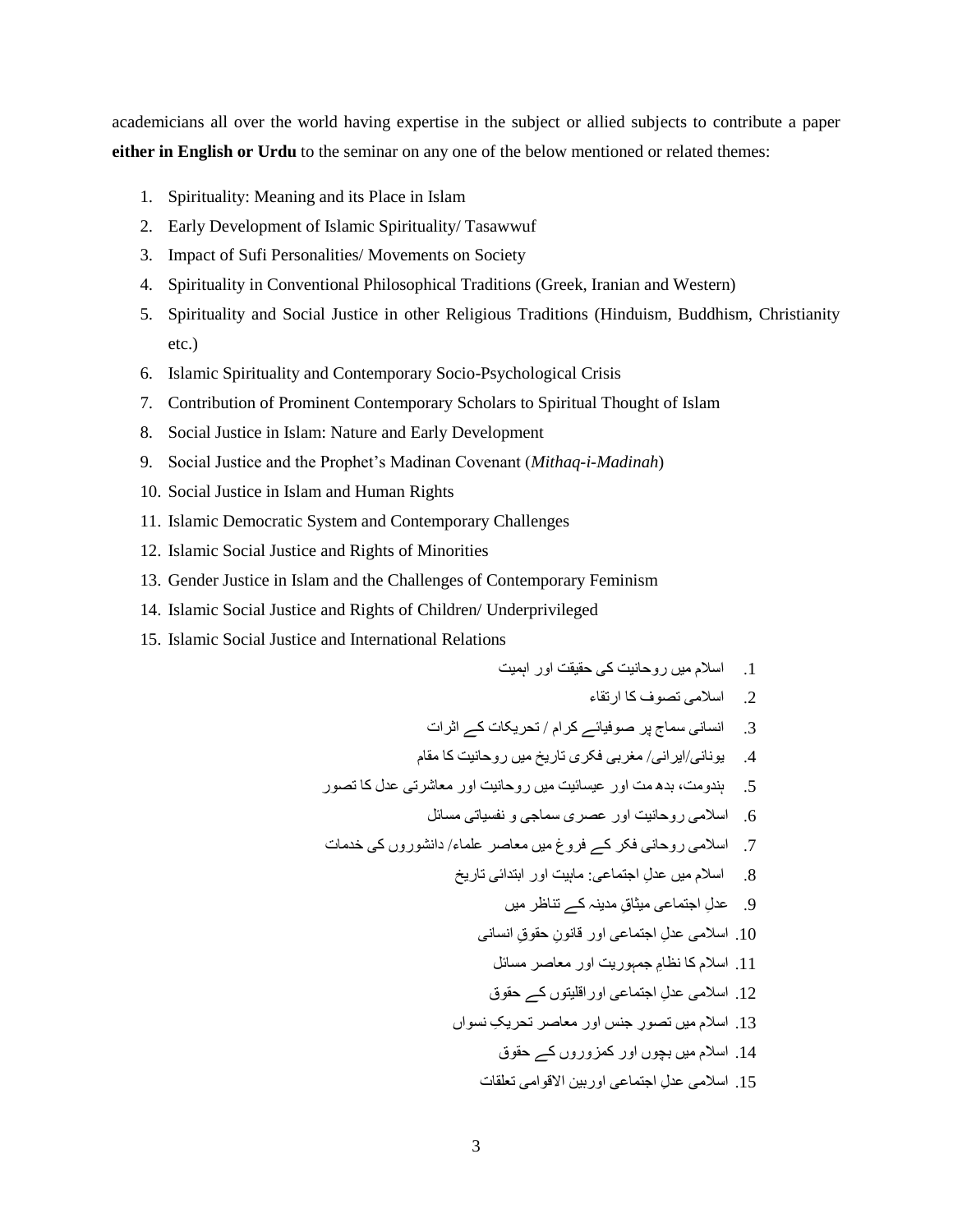academicians all over the world having expertise in the subject or allied subjects to contribute a paper **either in English or Urdu** to the seminar on any one of the below mentioned or related themes:

1. Spirituality: Meaning and its Place in Islam
2. Early Development of Islamic Spirituality/ Tasawwuf
3. Impact of Sufi Personalities/ Movements on Society
4. Spirituality in Conventional Philosophical Traditions (Greek, Iranian and Western)
5. Spirituality and Social Justice in other Religious Traditions (Hinduism, Buddhism, Christianity etc.)
6. Islamic Spirituality and Contemporary Socio-Psychological Crisis
7. Contribution of Prominent Contemporary Scholars to Spiritual Thought of Islam
8. Social Justice in Islam: Nature and Early Development
9. Social Justice and the Prophet's Madinan Covenant (*Mithaq-i-Madinah*)
10. Social Justice in Islam and Human Rights
11. Islamic Democratic System and Contemporary Challenges
12. Islamic Social Justice and Rights of Minorities
13. Gender Justice in Islam and the Challenges of Contemporary Feminism
14. Islamic Social Justice and Rights of Children/ Underprivileged
15. Islamic Social Justice and International Relations

1. اسلام میں روحانیت کی حقیقت اور اہمیت
2. اسلامی تصوف کا ارتقاء
3. انسانی سماج پر صوفیائے کرام / تحریکات کے اثرات
4. یونانی/ایرانی/ مغربی فکری تاریخ میں روحانیت کا مقام
5. ہندومت، بدھ مت اور عیسائیت میں روحانیت اور معاشرتی عدل کا تصور
6. اسلامی روحانیت اور عصری سماجی و نفسیاتی مسائل
7. اسلامی روحانی فکر کے فروغ میں معاصر علماء/ دانشوروں کی خدمات
8. اسلام میں عدلِ اجتماعی: ماہیت اور ابتدائی تاریخ
9. عدلِ اجتماعی میثاقِ مدینہ کے تناظر میں
10. اسلامی عدلِ اجتماعی اور قانونِ حقوقِ انسانی
11. اسلام کا نظامِ جمہوریت اور معاصر مسائل
12. اسلامی عدلِ اجتماعی اوراقلیتوں کے حقوق
13. اسلام میں تصورِ جنس اور معاصر تحریکِ نسواں
14. اسلام میں بچوں اور کمزوروں کے حقوق
15. اسلامی عدلِ اجتماعی اوربین الاقوامی تعلقات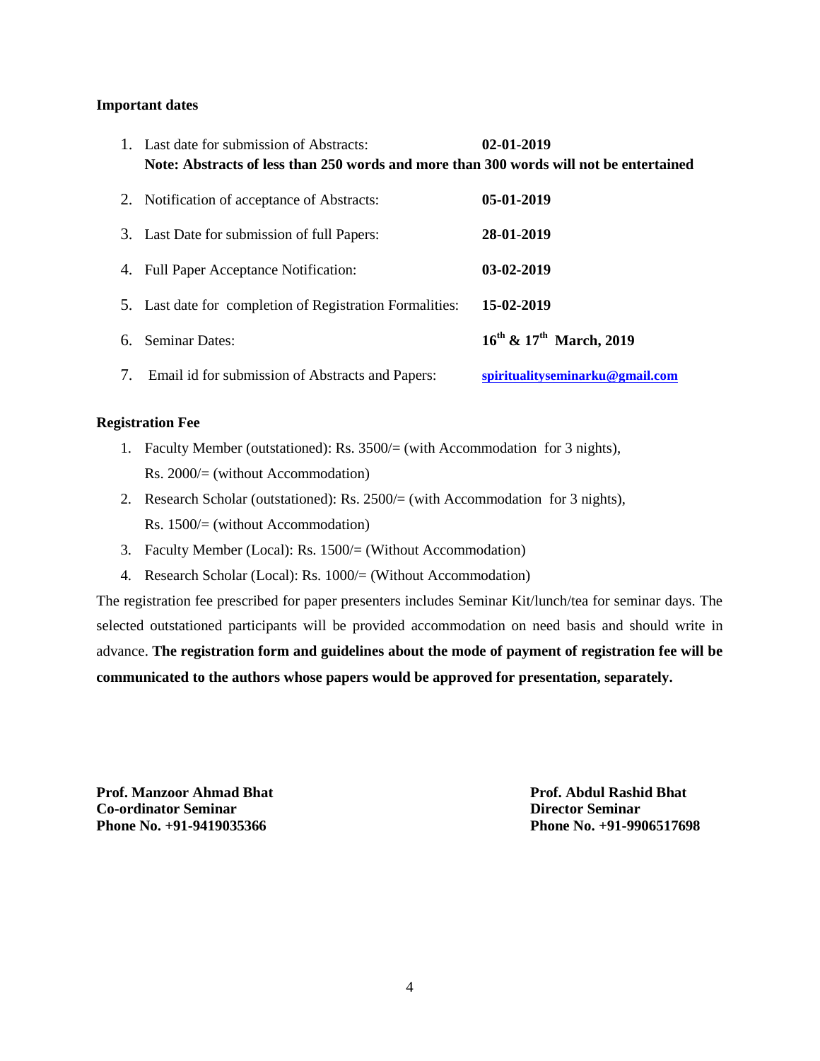**Important dates**

1. Last date for submission of Abstracts: **02-01-2019**
   **Note: Abstracts of less than 250 words and more than 300 words will not be entertained**
2. Notification of acceptance of Abstracts: **05-01-2019**
3. Last Date for submission of full Papers: **28-01-2019**
4. Full Paper Acceptance Notification: **03-02-2019**
5. Last date for completion of Registration Formalities: **15-02-2019**
6. Seminar Dates: **16th & 17th March, 2019**
7. Email id for submission of Abstracts and Papers: **spiritualityseminarku@gmail.com**

**Registration Fee**

1. Faculty Member (outstationed): Rs. 3500/= (with Accommodation for 3 nights), Rs. 2000/= (without Accommodation)
2. Research Scholar (outstationed): Rs. 2500/= (with Accommodation for 3 nights), Rs. 1500/= (without Accommodation)
3. Faculty Member (Local): Rs. 1500/= (Without Accommodation)
4. Research Scholar (Local): Rs. 1000/= (Without Accommodation)

The registration fee prescribed for paper presenters includes Seminar Kit/lunch/tea for seminar days. The selected outstationed participants will be provided accommodation on need basis and should write in advance. **The registration form and guidelines about the mode of payment of registration fee will be communicated to the authors whose papers would be approved for presentation, separately.**

**Prof. Manzoor Ahmad Bhat**
**Co-ordinator Seminar**
**Phone No. +91-9419035366**

**Prof. Abdul Rashid Bhat**
**Director Seminar**
**Phone No. +91-9906517698**